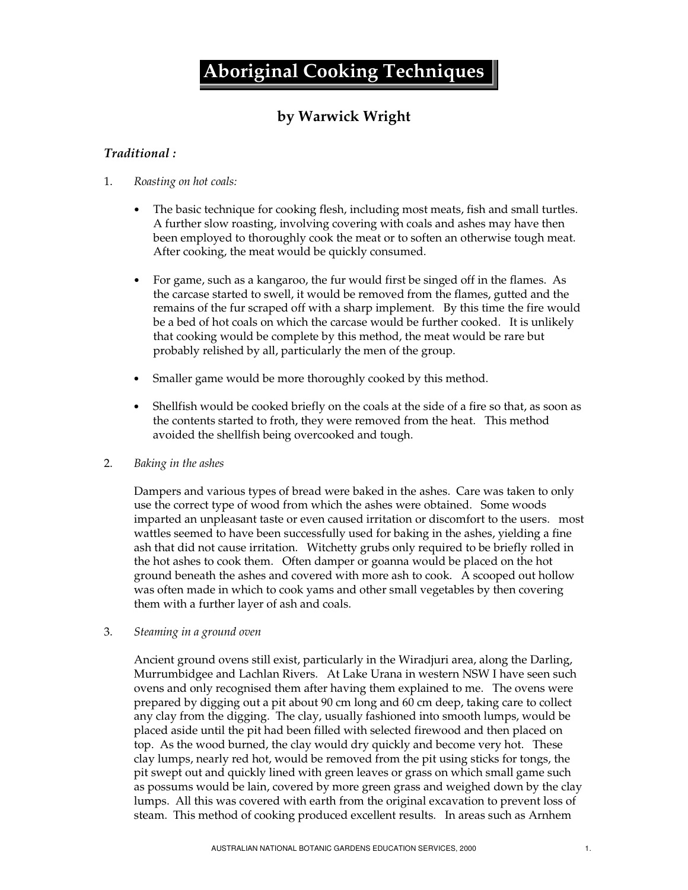# Aboriginal Cooking Techniques

## by Warwick Wright

### *Traditional :*

1. *Roasting on hot coals:*

   - The basic technique for cooking flesh, including most meats, fish and small turtles. A further slow roasting, involving covering with coals and ashes may have then been employed to thoroughly cook the meat or to soften an otherwise tough meat. After cooking, the meat would be quickly consumed.

   - For game, such as a kangaroo, the fur would first be singed off in the flames. As the carcase started to swell, it would be removed from the flames, gutted and the remains of the fur scraped off with a sharp implement. By this time the fire would be a bed of hot coals on which the carcase would be further cooked. It is unlikely that cooking would be complete by this method, the meat would be rare but probably relished by all, particularly the men of the group.

   - Smaller game would be more thoroughly cooked by this method.

   - Shellfish would be cooked briefly on the coals at the side of a fire so that, as soon as the contents started to froth, they were removed from the heat. This method avoided the shellfish being overcooked and tough.

2. *Baking in the ashes*

   Dampers and various types of bread were baked in the ashes. Care was taken to only use the correct type of wood from which the ashes were obtained. Some woods imparted an unpleasant taste or even caused irritation or discomfort to the users. most wattles seemed to have been successfully used for baking in the ashes, yielding a fine ash that did not cause irritation. Witchetty grubs only required to be briefly rolled in the hot ashes to cook them. Often damper or goanna would be placed on the hot ground beneath the ashes and covered with more ash to cook. A scooped out hollow was often made in which to cook yams and other small vegetables by then covering them with a further layer of ash and coals.

3. *Steaming in a ground oven*

   Ancient ground ovens still exist, particularly in the Wiradjuri area, along the Darling, Murrumbidgee and Lachlan Rivers. At Lake Urana in western NSW I have seen such ovens and only recognised them after having them explained to me. The ovens were prepared by digging out a pit about 90 cm long and 60 cm deep, taking care to collect any clay from the digging. The clay, usually fashioned into smooth lumps, would be placed aside until the pit had been filled with selected firewood and then placed on top. As the wood burned, the clay would dry quickly and become very hot. These clay lumps, nearly red hot, would be removed from the pit using sticks for tongs, the pit swept out and quickly lined with green leaves or grass on which small game such as possums would be lain, covered by more green grass and weighed down by the clay lumps. All this was covered with earth from the original excavation to prevent loss of steam. This method of cooking produced excellent results. In areas such as Arnhem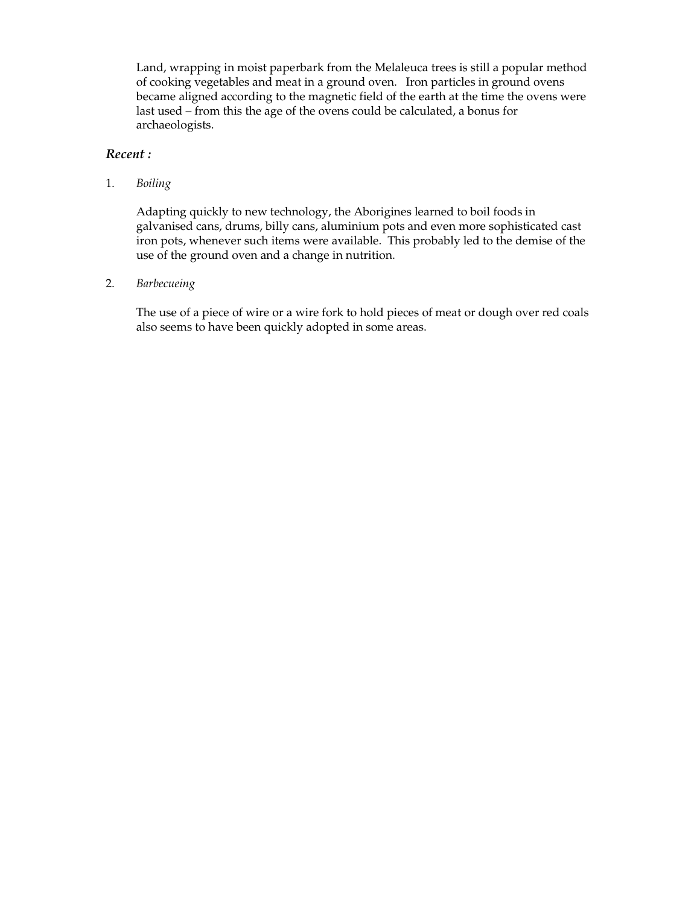Land, wrapping in moist paperbark from the Melaleuca trees is still a popular method of cooking vegetables and meat in a ground oven. Iron particles in ground ovens became aligned according to the magnetic field of the earth at the time the ovens were last used – from this the age of the ovens could be calculated, a bonus for archaeologists.

### *Recent :*

1. *Boiling*

   Adapting quickly to new technology, the Aborigines learned to boil foods in galvanised cans, drums, billy cans, aluminium pots and even more sophisticated cast iron pots, whenever such items were available. This probably led to the demise of the use of the ground oven and a change in nutrition.

2. *Barbecueing*

   The use of a piece of wire or a wire fork to hold pieces of meat or dough over red coals also seems to have been quickly adopted in some areas.